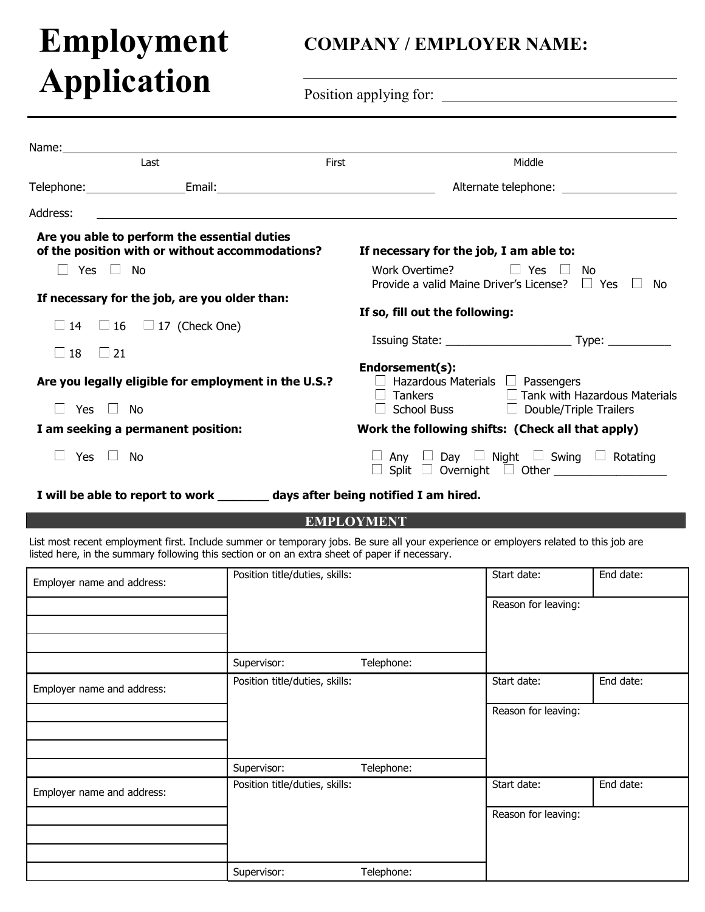# Employment Application

**COMPANY / EMPLOYER NAME:** ______________________________

Position applying for: ______________________________

---

Name: ________________________________________________
Last &nbsp;&nbsp;&nbsp;&nbsp;&nbsp;&nbsp;&nbsp;&nbsp; First &nbsp;&nbsp;&nbsp;&nbsp;&nbsp;&nbsp;&nbsp;&nbsp; Middle

Telephone: ______________ Email: ______________________________ Alternate telephone: ______________

Address: ________________________________________________

**Are you able to perform the essential duties of the position with or without accommodations?**

☐ Yes ☐ No

**If necessary for the job, are you older than:**

☐ 14 ☐ 16 ☐ 17 (Check One)

☐ 18 ☐ 21

**Are you legally eligible for employment in the U.S.?**

☐ Yes ☐ No

**I am seeking a permanent position:**

☐ Yes ☐ No

**If necessary for the job, I am able to:**

Work Overtime? ☐ Yes ☐ No
Provide a valid Maine Driver's License? ☐ Yes ☐ No

**If so, fill out the following:**

Issuing State: ____________________ Type: __________

**Endorsement(s):**
☐ Hazardous Materials ☐ Passengers
☐ Tankers ☐ Tank with Hazardous Materials
☐ School Buss ☐ Double/Triple Trailers

**Work the following shifts: (Check all that apply)**

☐ Any ☐ Day ☐ Night ☐ Swing ☐ Rotating
☐ Split ☐ Overnight ☐ Other __________________

**I will be able to report to work _______ days after being notified I am hired.**

## EMPLOYMENT

List most recent employment first. Include summer or temporary jobs. Be sure all your experience or employers related to this job are listed here, in the summary following this section or on an extra sheet of paper if necessary.

| Employer name and address: | Position title/duties, skills: | Start date: | End date: |
|---|---|---|---|
| | | Reason for leaving: | |
| | | | |
| | | | |
| | Supervisor: Telephone: | | |
| Employer name and address: | Position title/duties, skills: | Start date: | End date: |
| | | Reason for leaving: | |
| | | | |
| | | | |
| | Supervisor: Telephone: | | |
| Employer name and address: | Position title/duties, skills: | Start date: | End date: |
| | | Reason for leaving: | |
| | | | |
| | | | |
| | Supervisor: Telephone: | | |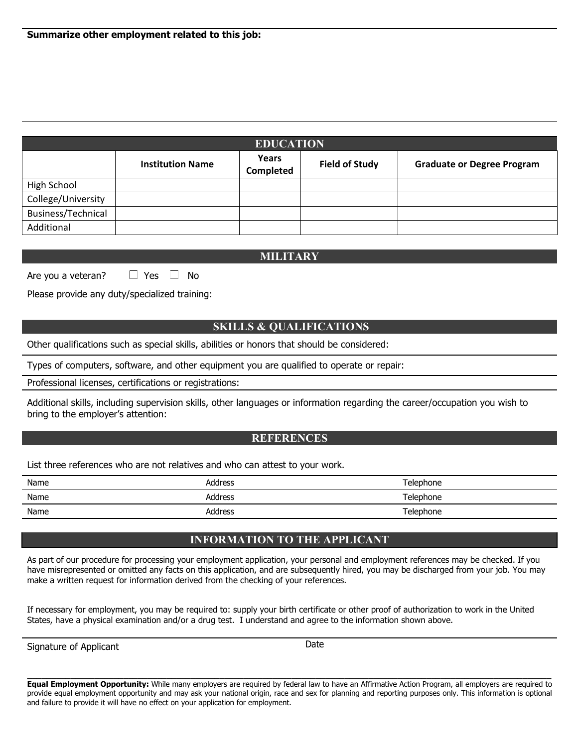**Summarize other employment related to this job:**

## EDUCATION

| | Institution Name | Years Completed | Field of Study | Graduate or Degree Program |
|---|---|---|---|---|
| High School | | | | |
| College/University | | | | |
| Business/Technical | | | | |
| Additional | | | | |

## MILITARY

Are you a veteran? ☐ Yes ☐ No

Please provide any duty/specialized training:

## SKILLS & QUALIFICATIONS

Other qualifications such as special skills, abilities or honors that should be considered:

Types of computers, software, and other equipment you are qualified to operate or repair:

Professional licenses, certifications or registrations:

Additional skills, including supervision skills, other languages or information regarding the career/occupation you wish to bring to the employer's attention:

## REFERENCES

List three references who are not relatives and who can attest to your work.

| | | |
|---|---|---|
| Name | Address | Telephone |
| Name | Address | Telephone |
| Name | Address | Telephone |

## INFORMATION TO THE APPLICANT

As part of our procedure for processing your employment application, your personal and employment references may be checked. If you have misrepresented or omitted any facts on this application, and are subsequently hired, you may be discharged from your job. You may make a written request for information derived from the checking of your references.

If necessary for employment, you may be required to: supply your birth certificate or other proof of authorization to work in the United States, have a physical examination and/or a drug test. I understand and agree to the information shown above.

Signature of Applicant Date

**Equal Employment Opportunity:** While many employers are required by federal law to have an Affirmative Action Program, all employers are required to provide equal employment opportunity and may ask your national origin, race and sex for planning and reporting purposes only. This information is optional and failure to provide it will have no effect on your application for employment.